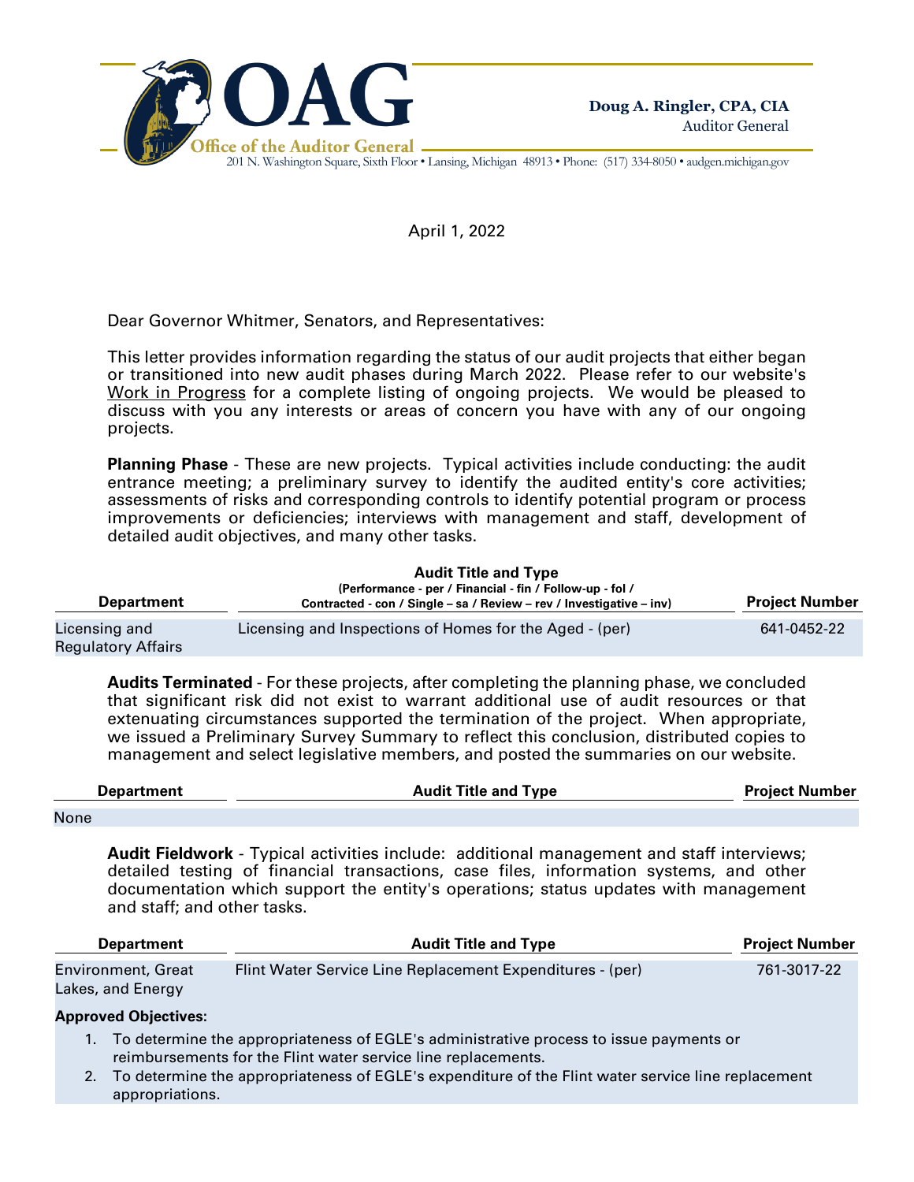**Office of the Auditor General**

201 N. Washington Square, Sixth Floor • Lansing, Michigan 48913 • Phone: (517) 334-8050 • audgen.michigan.gov

**Doug A. Ringler, CPA, CIA**
Auditor General

April 1, 2022

Dear Governor Whitmer, Senators, and Representatives:

This letter provides information regarding the status of our audit projects that either began or transitioned into new audit phases during March 2022. Please refer to our website's Work in Progress for a complete listing of ongoing projects. We would be pleased to discuss with you any interests or areas of concern you have with any of our ongoing projects.

**Planning Phase** - These are new projects. Typical activities include conducting: the audit entrance meeting; a preliminary survey to identify the audited entity's core activities; assessments of risks and corresponding controls to identify potential program or process improvements or deficiencies; interviews with management and staff, development of detailed audit objectives, and many other tasks.

| Department | Audit Title and Type (Performance - per / Financial - fin / Follow-up - fol / Contracted - con / Single – sa / Review – rev / Investigative – inv) | Project Number |
|---|---|---|
| Licensing and Regulatory Affairs | Licensing and Inspections of Homes for the Aged - (per) | 641-0452-22 |

**Audits Terminated** - For these projects, after completing the planning phase, we concluded that significant risk did not exist to warrant additional use of audit resources or that extenuating circumstances supported the termination of the project. When appropriate, we issued a Preliminary Survey Summary to reflect this conclusion, distributed copies to management and select legislative members, and posted the summaries on our website.

| Department | Audit Title and Type | Project Number |
|---|---|---|
| None | | |

**Audit Fieldwork** - Typical activities include: additional management and staff interviews; detailed testing of financial transactions, case files, information systems, and other documentation which support the entity's operations; status updates with management and staff; and other tasks.

| Department | Audit Title and Type | Project Number |
|---|---|---|
| Environment, Great Lakes, and Energy | Flint Water Service Line Replacement Expenditures - (per) | 761-3017-22 |

**Approved Objectives:**

1. To determine the appropriateness of EGLE's administrative process to issue payments or reimbursements for the Flint water service line replacements.
2. To determine the appropriateness of EGLE's expenditure of the Flint water service line replacement appropriations.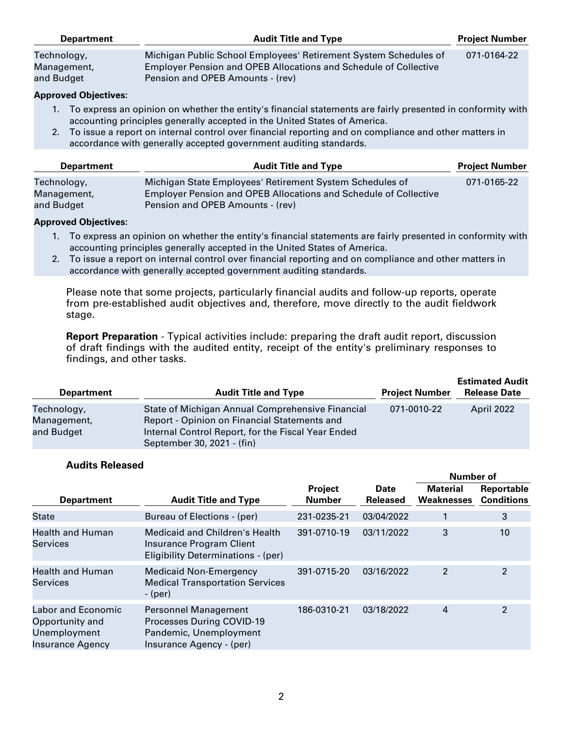| Department | Audit Title and Type | Project Number |
|---|---|---|
| Technology, Management, and Budget | Michigan Public School Employees' Retirement System Schedules of Employer Pension and OPEB Allocations and Schedule of Collective Pension and OPEB Amounts - (rev) | 071-0164-22 |

**Approved Objectives:**

1. To express an opinion on whether the entity's financial statements are fairly presented in conformity with accounting principles generally accepted in the United States of America.
2. To issue a report on internal control over financial reporting and on compliance and other matters in accordance with generally accepted government auditing standards.

| Department | Audit Title and Type | Project Number |
|---|---|---|
| Technology, Management, and Budget | Michigan State Employees' Retirement System Schedules of Employer Pension and OPEB Allocations and Schedule of Collective Pension and OPEB Amounts - (rev) | 071-0165-22 |

**Approved Objectives:**

1. To express an opinion on whether the entity's financial statements are fairly presented in conformity with accounting principles generally accepted in the United States of America.
2. To issue a report on internal control over financial reporting and on compliance and other matters in accordance with generally accepted government auditing standards.

Please note that some projects, particularly financial audits and follow-up reports, operate from pre-established audit objectives and, therefore, move directly to the audit fieldwork stage.

**Report Preparation** - Typical activities include: preparing the draft audit report, discussion of draft findings with the audited entity, receipt of the entity's preliminary responses to findings, and other tasks.

| Department | Audit Title and Type | Project Number | Estimated Audit Release Date |
|---|---|---|---|
| Technology, Management, and Budget | State of Michigan Annual Comprehensive Financial Report - Opinion on Financial Statements and Internal Control Report, for the Fiscal Year Ended September 30, 2021 - (fin) | 071-0010-22 | April 2022 |

### Audits Released

| Department | Audit Title and Type | Project Number | Date Released | Number of Material Weaknesses | Number of Reportable Conditions |
|---|---|---|---|---|---|
| State | Bureau of Elections - (per) | 231-0235-21 | 03/04/2022 | 1 | 3 |
| Health and Human Services | Medicaid and Children's Health Insurance Program Client Eligibility Determinations - (per) | 391-0710-19 | 03/11/2022 | 3 | 10 |
| Health and Human Services | Medicaid Non-Emergency Medical Transportation Services - (per) | 391-0715-20 | 03/16/2022 | 2 | 2 |
| Labor and Economic Opportunity and Unemployment Insurance Agency | Personnel Management Processes During COVID-19 Pandemic, Unemployment Insurance Agency - (per) | 186-0310-21 | 03/18/2022 | 4 | 2 |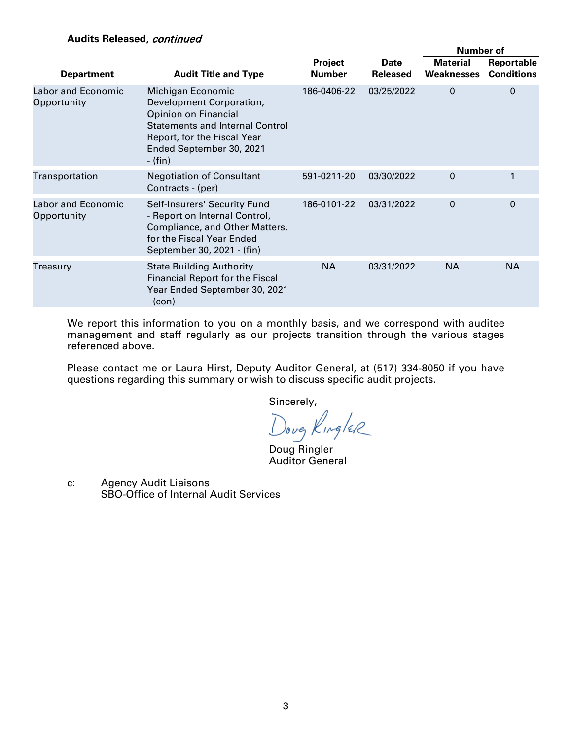**Audits Released, *continued***

| Department | Audit Title and Type | Project Number | Date Released | Number of Material Weaknesses | Number of Reportable Conditions |
|---|---|---|---|---|---|
| Labor and Economic Opportunity | Michigan Economic Development Corporation, Opinion on Financial Statements and Internal Control Report, for the Fiscal Year Ended September 30, 2021 - (fin) | 186-0406-22 | 03/25/2022 | 0 | 0 |
| Transportation | Negotiation of Consultant Contracts - (per) | 591-0211-20 | 03/30/2022 | 0 | 1 |
| Labor and Economic Opportunity | Self-Insurers' Security Fund - Report on Internal Control, Compliance, and Other Matters, for the Fiscal Year Ended September 30, 2021 - (fin) | 186-0101-22 | 03/31/2022 | 0 | 0 |
| Treasury | State Building Authority Financial Report for the Fiscal Year Ended September 30, 2021 - (con) | NA | 03/31/2022 | NA | NA |

We report this information to you on a monthly basis, and we correspond with auditee management and staff regularly as our projects transition through the various stages referenced above.

Please contact me or Laura Hirst, Deputy Auditor General, at (517) 334-8050 if you have questions regarding this summary or wish to discuss specific audit projects.

Sincerely,

Doug Ringler

Doug Ringler
Auditor General

c: Agency Audit Liaisons
SBO-Office of Internal Audit Services